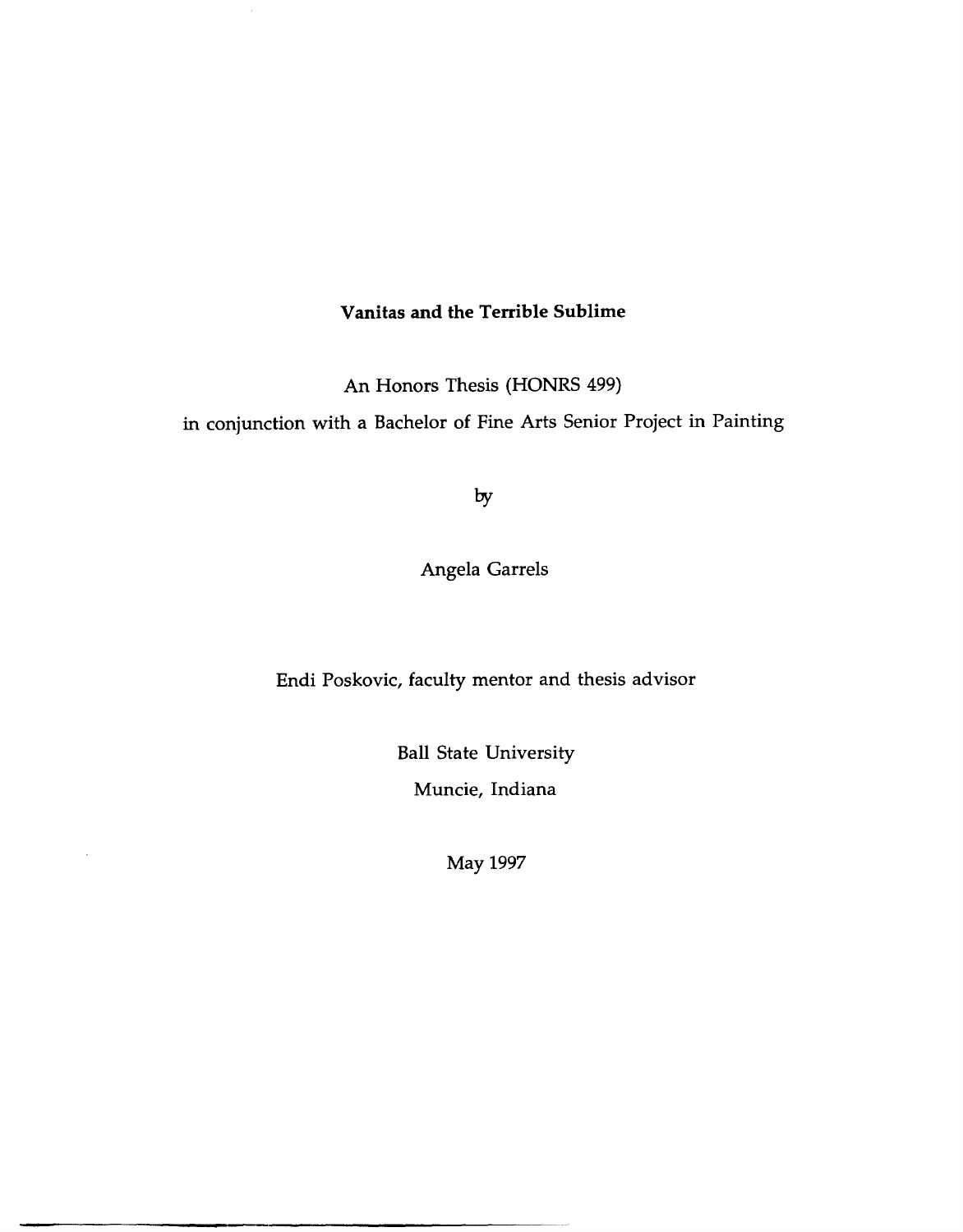# Vanitas and the Terrible Sublime

An Honors Thesis (HONRS 499)

in conjunction with a Bachelor of Fine Arts Senior Project in Painting

by

Angela Garrels

Endi Poskovic, faculty mentor and thesis advisor

Ball State University

Muncie, Indiana

May 1997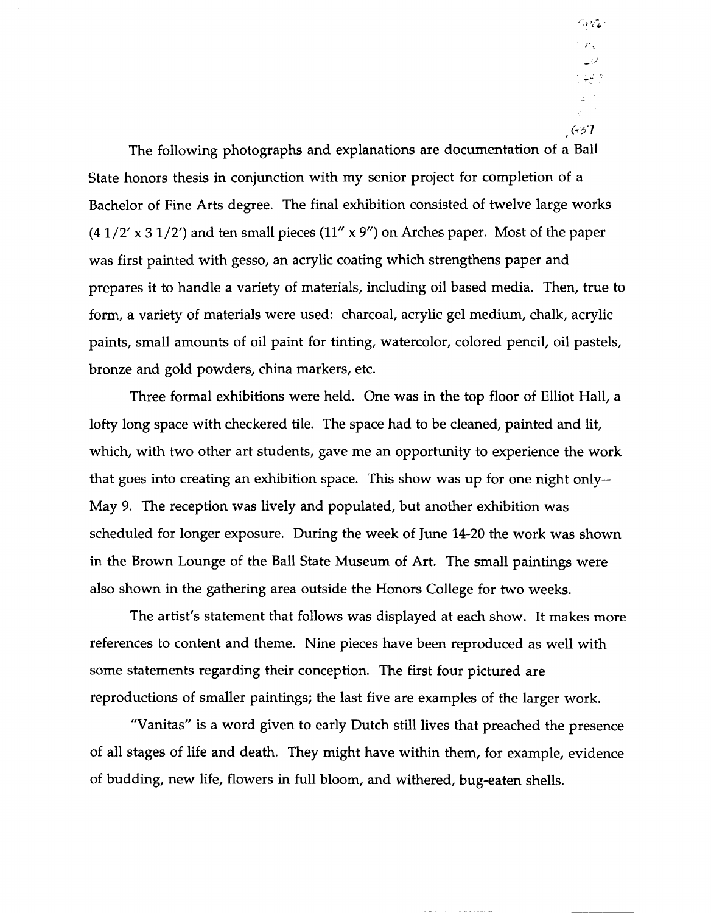The following photographs and explanations are documentation of a Ball State honors thesis in conjunction with my senior project for completion of a Bachelor of Fine Arts degree. The final exhibition consisted of twelve large works (4 1/2' x 3 1/2') and ten small pieces (11" x 9") on Arches paper. Most of the paper was first painted with gesso, an acrylic coating which strengthens paper and prepares it to handle a variety of materials, including oil based media. Then, true to form, a variety of materials were used: charcoal, acrylic gel medium, chalk, acrylic paints, small amounts of oil paint for tinting, watercolor, colored pencil, oil pastels, bronze and gold powders, china markers, etc.

Three formal exhibitions were held. One was in the top floor of Elliot Hall, a lofty long space with checkered tile. The space had to be cleaned, painted and lit, which, with two other art students, gave me an opportunity to experience the work that goes into creating an exhibition space. This show was up for one night only-- May 9. The reception was lively and populated, but another exhibition was scheduled for longer exposure. During the week of June 14-20 the work was shown in the Brown Lounge of the Ball State Museum of Art. The small paintings were also shown in the gathering area outside the Honors College for two weeks.

The artist's statement that follows was displayed at each show. It makes more references to content and theme. Nine pieces have been reproduced as well with some statements regarding their conception. The first four pictured are reproductions of smaller paintings; the last five are examples of the larger work.

"Vanitas" is a word given to early Dutch still lives that preached the presence of all stages of life and death. They might have within them, for example, evidence of budding, new life, flowers in full bloom, and withered, bug-eaten shells.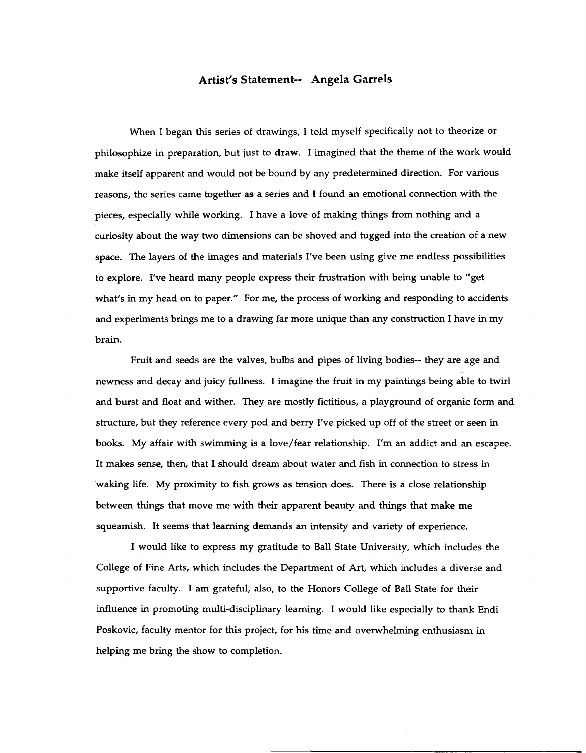## Artist's Statement-- Angela Garrels

When I began this series of drawings, I told myself specifically not to theorize or philosophize in preparation, but just to **draw**. I imagined that the theme of the work would make itself apparent and would not be bound by any predetermined direction. For various reasons, the series came together **as** a series and I found an emotional connection with the pieces, especially while working. I have a love of making things from nothing and a curiosity about the way two dimensions can be shoved and tugged into the creation of a new space. The layers of the images and materials I've been using give me endless possibilities to explore. I've heard many people express their frustration with being unable to "get what's in my head on to paper." For me, the process of working and responding to accidents and experiments brings me to a drawing far more unique than any construction I have in my brain.

Fruit and seeds are the valves, bulbs and pipes of living bodies-- they are age and newness and decay and juicy fullness. I imagine the fruit in my paintings being able to twirl and burst and float and wither. They are mostly fictitious, a playground of organic form and structure, but they reference every pod and berry I've picked up off of the street or seen in books. My affair with swimming is a love/fear relationship. I'm an addict and an escapee. It makes sense, then, that I should dream about water and fish in connection to stress in waking life. My proximity to fish grows as tension does. There is a close relationship between things that move me with their apparent beauty and things that make me squeamish. It seems that learning demands an intensity and variety of experience.

I would like to express my gratitude to Ball State University, which includes the College of Fine Arts, which includes the Department of Art, which includes a diverse and supportive faculty. I am grateful, also, to the Honors College of Ball State for their influence in promoting multi-disciplinary learning. I would like especially to thank Endi Poskovic, faculty mentor for this project, for his time and overwhelming enthusiasm in helping me bring the show to completion.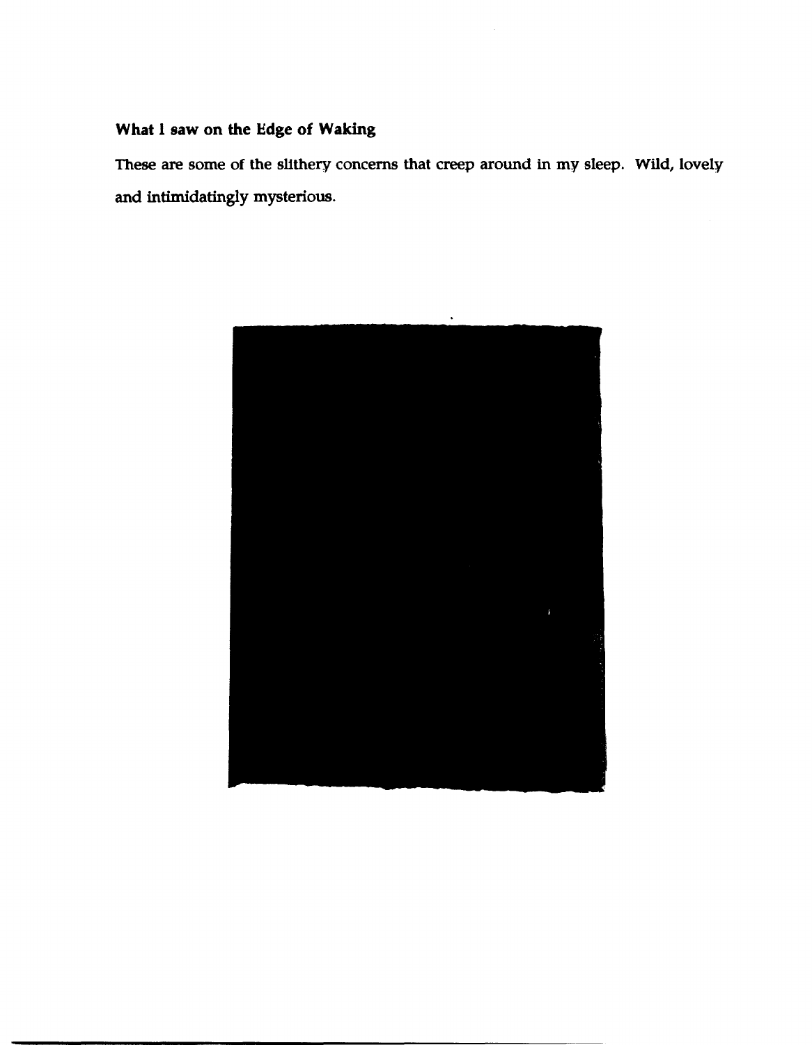### What I saw on the Edge of Waking

These are some of the slithery concerns that creep around in my sleep. Wild, lovely and intimidatingly mysterious.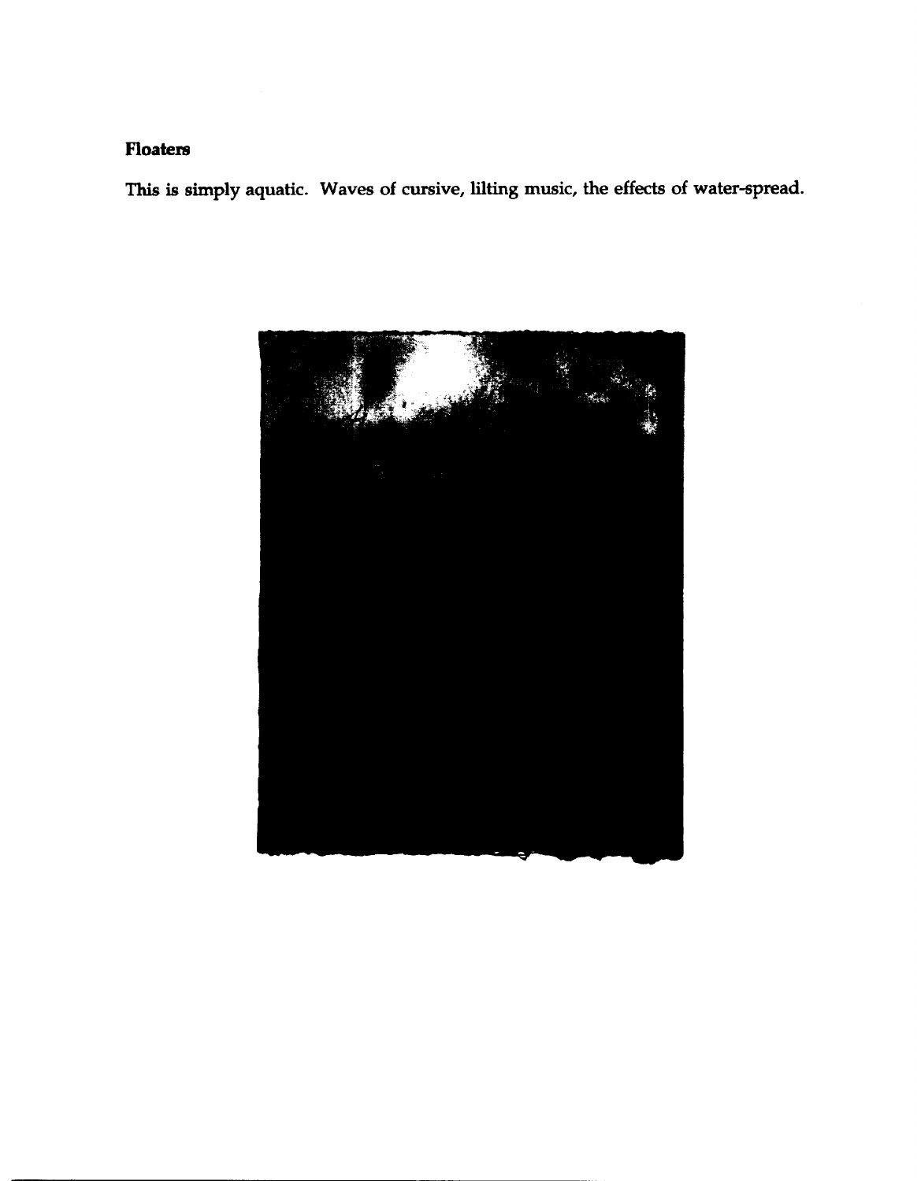**Floaters**

This is simply aquatic. Waves of cursive, lilting music, the effects of water-spread.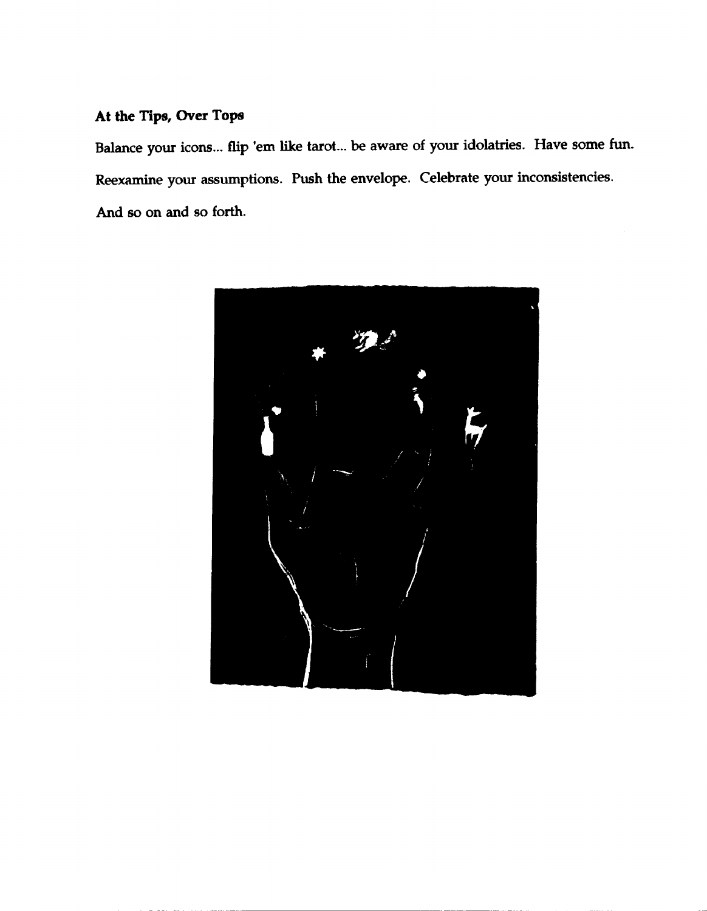**At the Tips, Over Tops**

Balance your icons... flip 'em like tarot... be aware of your idolatries. Have some fun.

Reexamine your assumptions. Push the envelope. Celebrate your inconsistencies.

And so on and so forth.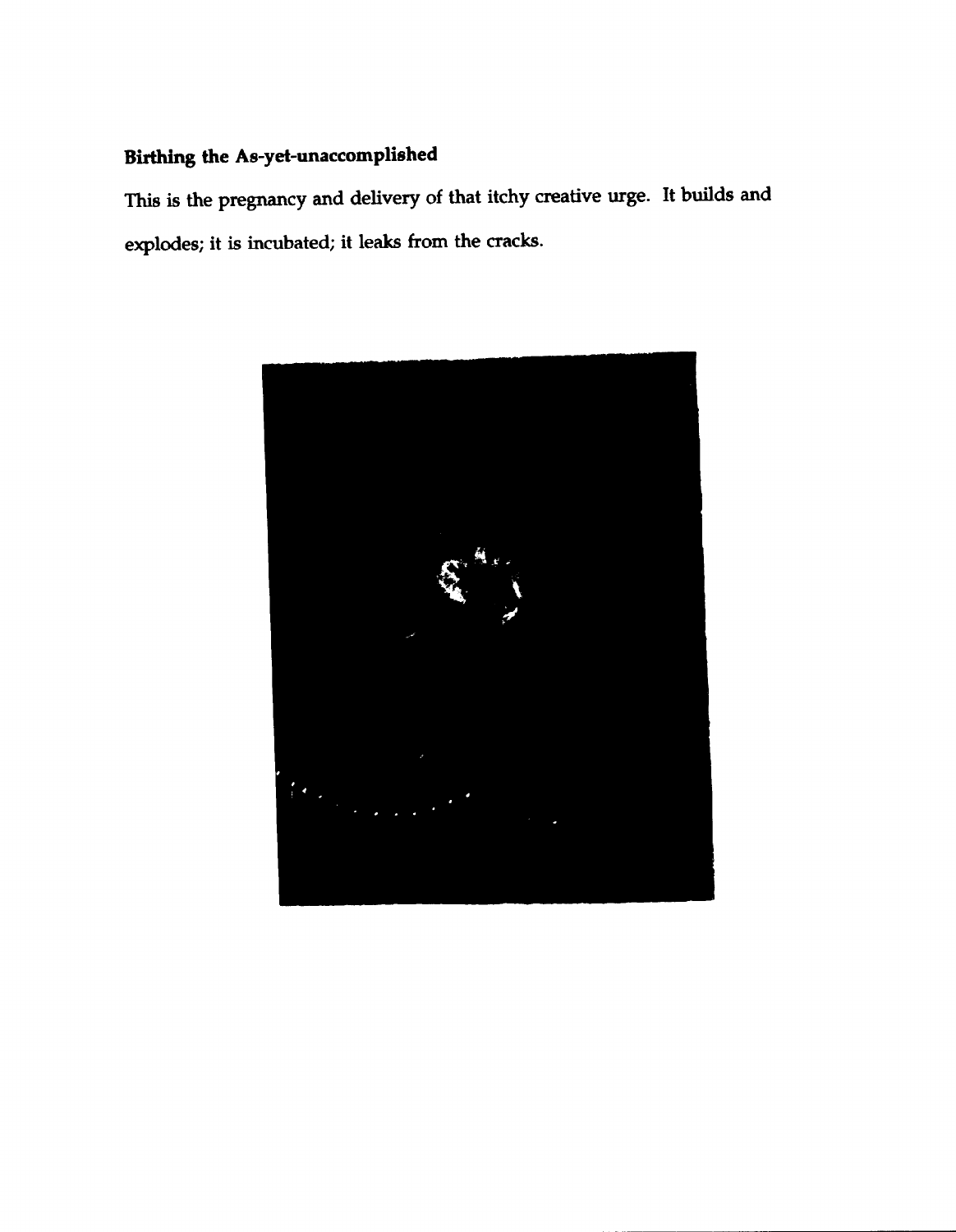**Birthing the As-yet-unaccomplished**

This is the pregnancy and delivery of that itchy creative urge. It builds and explodes; it is incubated; it leaks from the cracks.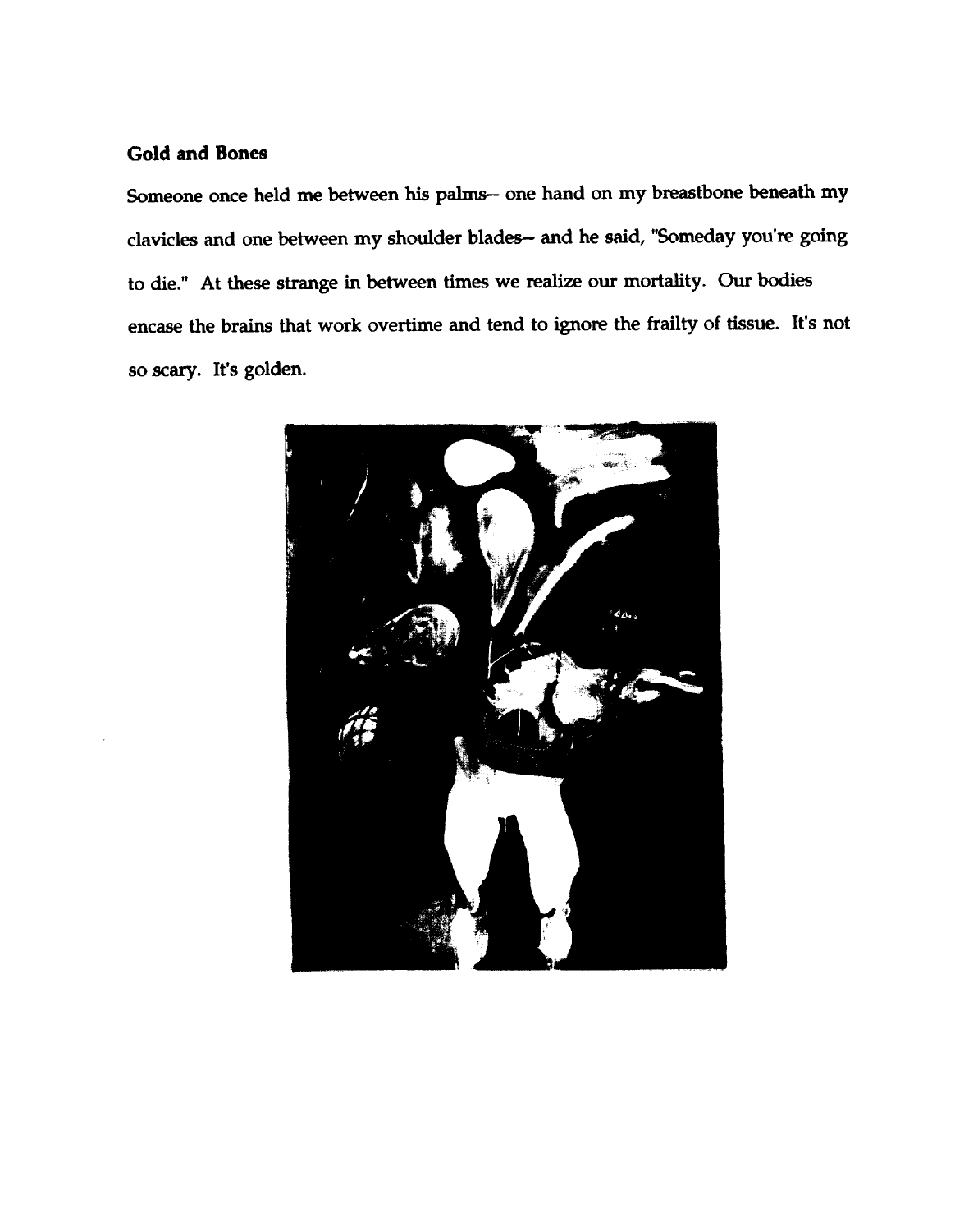### Gold and Bones

Someone once held me between his palms-- one hand on my breastbone beneath my clavicles and one between my shoulder blades-- and he said, "Someday you're going to die." At these strange in between times we realize our mortality. Our bodies encase the brains that work overtime and tend to ignore the frailty of tissue. It's not so scary. It's golden.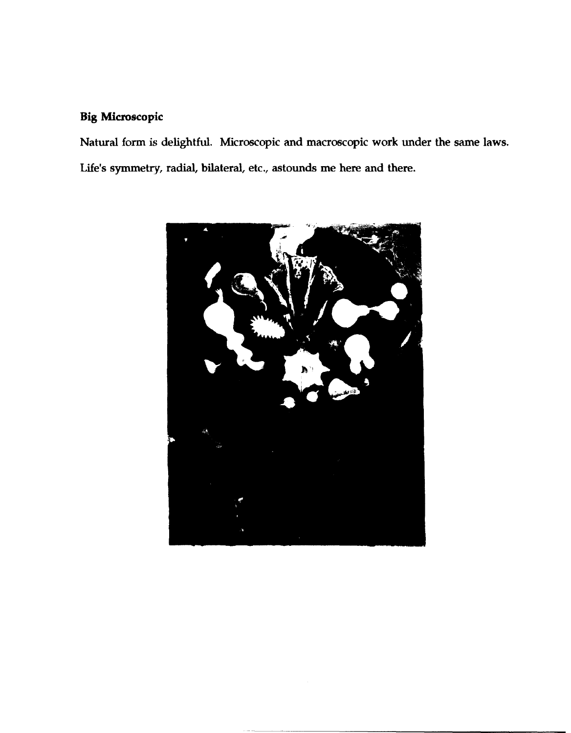**Big Microscopic**

Natural form is delightful. Microscopic and macroscopic work under the same laws.

Life's symmetry, radial, bilateral, etc., astounds me here and there.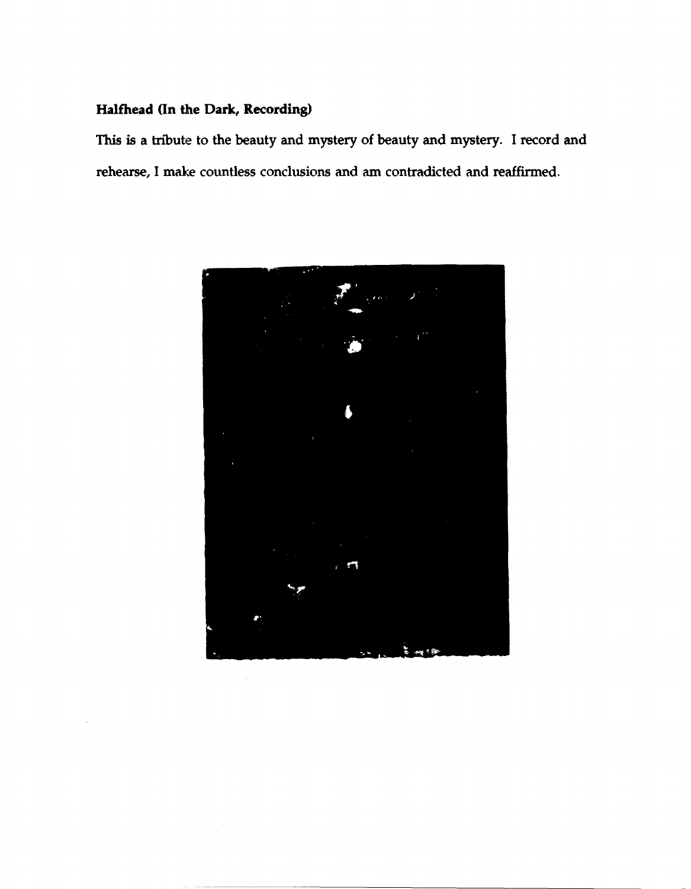**Halfhead (In the Dark, Recording)**

This is a tribute to the beauty and mystery of beauty and mystery. I record and rehearse, I make countless conclusions and am contradicted and reaffirmed.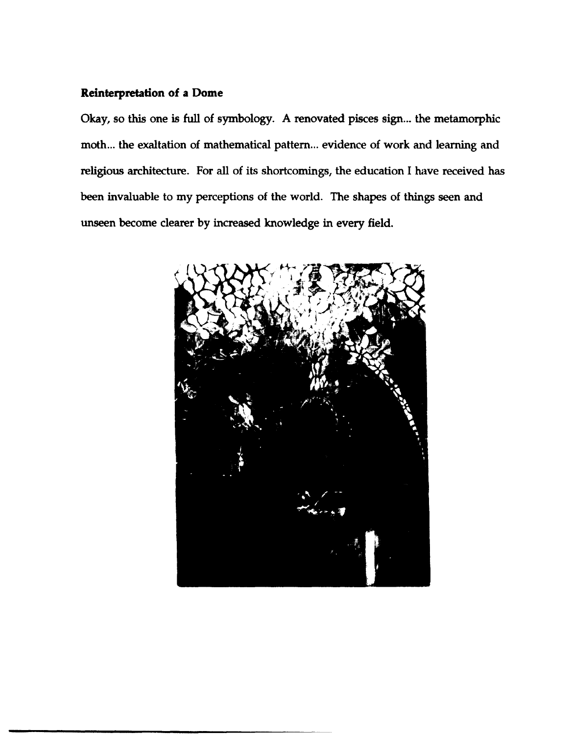**Reinterpretation of a Dome**

Okay, so this one is full of symbology. A renovated pisces sign... the metamorphic moth... the exaltation of mathematical pattern... evidence of work and learning and religious architecture. For all of its shortcomings, the education I have received has been invaluable to my perceptions of the world. The shapes of things seen and unseen become clearer by increased knowledge in every field.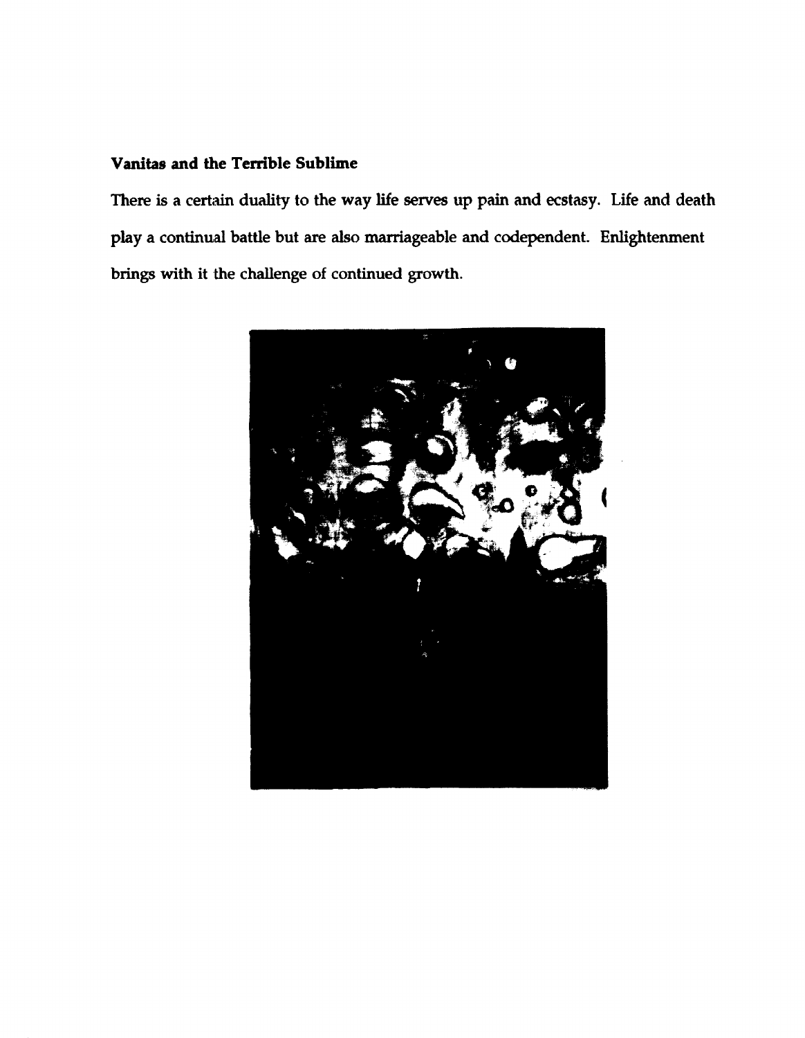**Vanitas and the Terrible Sublime**

There is a certain duality to the way life serves up pain and ecstasy. Life and death play a continual battle but are also marriageable and codependent. Enlightenment brings with it the challenge of continued growth.